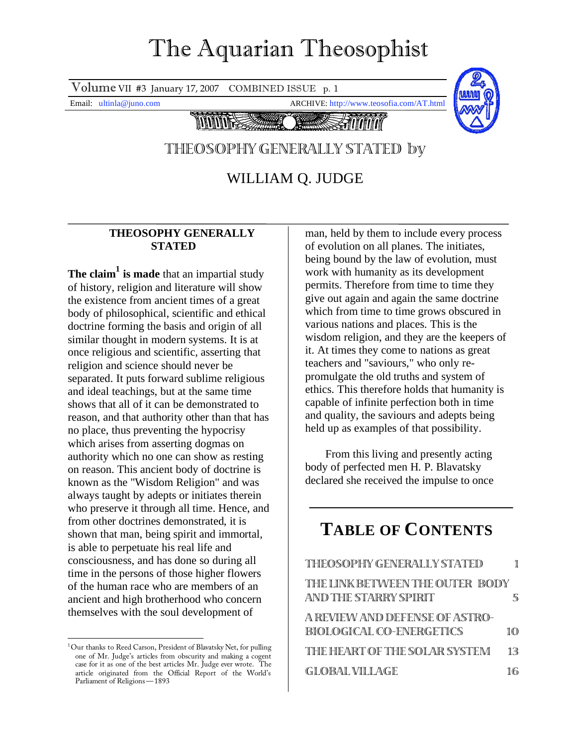# The Aquarian Theosophist

Volume VII #3 January 17, 2007 COMBINED ISSUE p. 1

Email: ultinla@juno.com ARCHIVE: http://www.teosofia.com/AT.html

## THEOSOPHY GENERALLY STATED by

## WILLIAM Q. JUDGE

### THEOSOPHY GENERALLY STATED

**The claim[1] is made** that an impartial study of history, religion and literature will show the existence from ancient times of a great body of philosophical, scientific and ethical doctrine forming the basis and origin of all similar thought in modern systems. It is at once religious and scientific, asserting that religion and science should never be separated. It puts forward sublime religious and ideal teachings, but at the same time shows that all of it can be demonstrated to reason, and that authority other than that has no place, thus preventing the hypocrisy which arises from asserting dogmas on authority which no one can show as resting on reason. This ancient body of doctrine is known as the "Wisdom Religion" and was always taught by adepts or initiates therein who preserve it through all time. Hence, and from other doctrines demonstrated, it is shown that man, being spirit and immortal, is able to perpetuate his real life and consciousness, and has done so during all time in the persons of those higher flowers of the human race who are members of an ancient and high brotherhood who concern themselves with the soul development of man, held by them to include every process of evolution on all planes. The initiates, being bound by the law of evolution, must work with humanity as its development permits. Therefore from time to time they give out again and again the same doctrine which from time to time grows obscured in various nations and places. This is the wisdom religion, and they are the keepers of it. At times they come to nations as great teachers and "saviours," who only re-promulgate the old truths and system of ethics. This therefore holds that humanity is capable of infinite perfection both in time and quality, the saviours and adepts being held up as examples of that possibility.

From this living and presently acting body of perfected men H. P. Blavatsky declared she received the impulse to once

[1] Our thanks to Reed Carson, President of Blavatsky Net, for pulling one of Mr. Judge's articles from obscurity and making a cogent case for it as one of the best articles Mr. Judge ever wrote. The article originated from the Official Report of the World's Parliament of Religions—1893

## TABLE OF CONTENTS

| | |
|---|---|
| THEOSOPHY GENERALLY STATED | 1 |
| THE LINK BETWEEN THE OUTER BODY AND THE STARRY SPIRIT | 5 |
| A REVIEW AND DEFENSE OF ASTRO-BIOLOGICAL CO-ENERGETICS | 10 |
| THE HEART OF THE SOLAR SYSTEM | 13 |
| GLOBAL VILLAGE | 16 |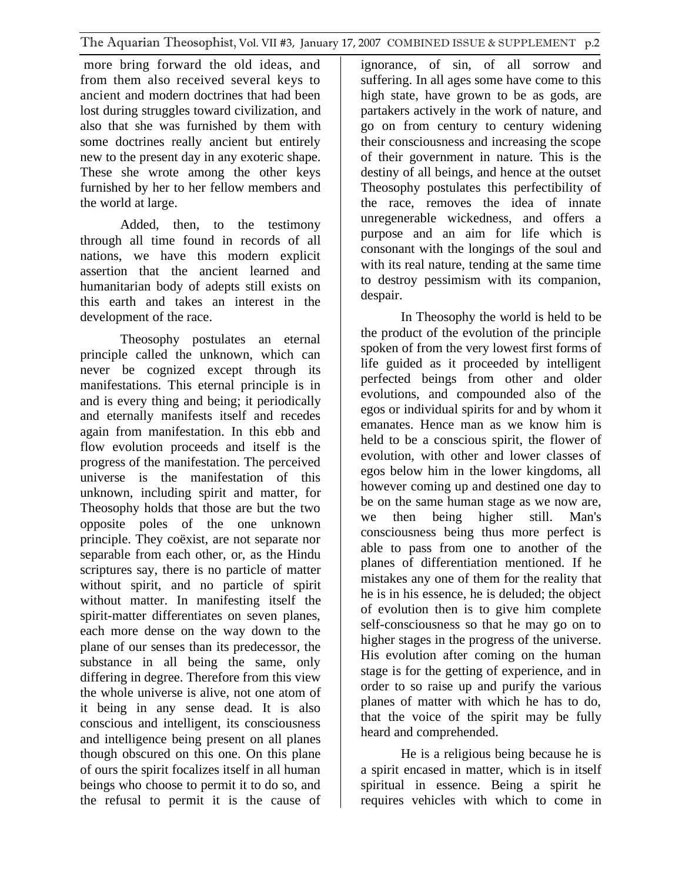more bring forward the old ideas, and from them also received several keys to ancient and modern doctrines that had been lost during struggles toward civilization, and also that she was furnished by them with some doctrines really ancient but entirely new to the present day in any exoteric shape. These she wrote among the other keys furnished by her to her fellow members and the world at large.

Added, then, to the testimony through all time found in records of all nations, we have this modern explicit assertion that the ancient learned and humanitarian body of adepts still exists on this earth and takes an interest in the development of the race.

Theosophy postulates an eternal principle called the unknown, which can never be cognized except through its manifestations. This eternal principle is in and is every thing and being; it periodically and eternally manifests itself and recedes again from manifestation. In this ebb and flow evolution proceeds and itself is the progress of the manifestation. The perceived universe is the manifestation of this unknown, including spirit and matter, for Theosophy holds that those are but the two opposite poles of the one unknown principle. They coëxist, are not separate nor separable from each other, or, as the Hindu scriptures say, there is no particle of matter without spirit, and no particle of spirit without matter. In manifesting itself the spirit-matter differentiates on seven planes, each more dense on the way down to the plane of our senses than its predecessor, the substance in all being the same, only differing in degree. Therefore from this view the whole universe is alive, not one atom of it being in any sense dead. It is also conscious and intelligent, its consciousness and intelligence being present on all planes though obscured on this one. On this plane of ours the spirit focalizes itself in all human beings who choose to permit it to do so, and the refusal to permit it is the cause of ignorance, of sin, of all sorrow and suffering. In all ages some have come to this high state, have grown to be as gods, are partakers actively in the work of nature, and go on from century to century widening their consciousness and increasing the scope of their government in nature. This is the destiny of all beings, and hence at the outset Theosophy postulates this perfectibility of the race, removes the idea of innate unregenerable wickedness, and offers a purpose and an aim for life which is consonant with the longings of the soul and with its real nature, tending at the same time to destroy pessimism with its companion, despair.

In Theosophy the world is held to be the product of the evolution of the principle spoken of from the very lowest first forms of life guided as it proceeded by intelligent perfected beings from other and older evolutions, and compounded also of the egos or individual spirits for and by whom it emanates. Hence man as we know him is held to be a conscious spirit, the flower of evolution, with other and lower classes of egos below him in the lower kingdoms, all however coming up and destined one day to be on the same human stage as we now are, we then being higher still. Man's consciousness being thus more perfect is able to pass from one to another of the planes of differentiation mentioned. If he mistakes any one of them for the reality that he is in his essence, he is deluded; the object of evolution then is to give him complete self-consciousness so that he may go on to higher stages in the progress of the universe. His evolution after coming on the human stage is for the getting of experience, and in order to so raise up and purify the various planes of matter with which he has to do, that the voice of the spirit may be fully heard and comprehended.

He is a religious being because he is a spirit encased in matter, which is in itself spiritual in essence. Being a spirit he requires vehicles with which to come in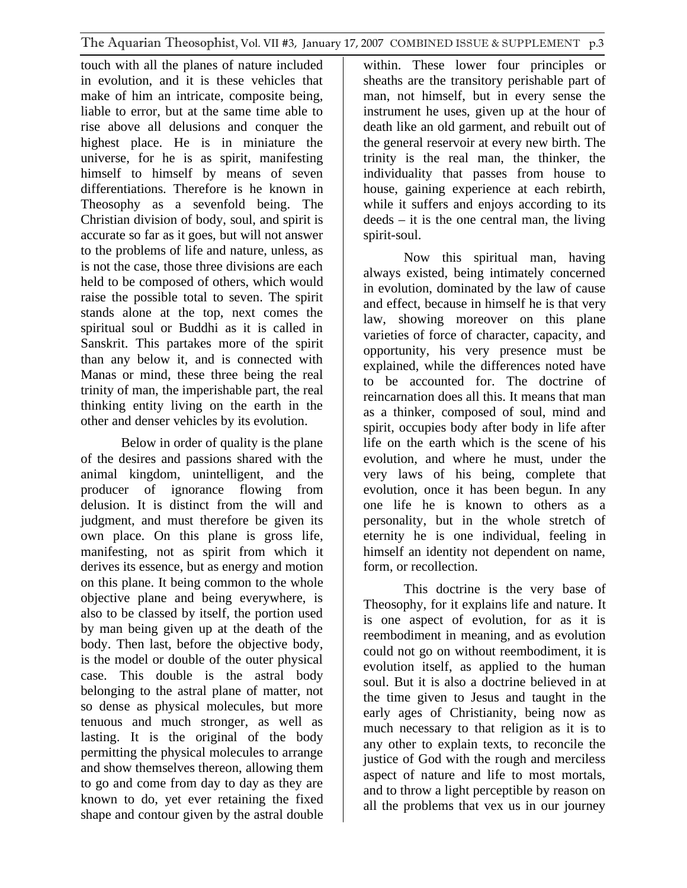touch with all the planes of nature included in evolution, and it is these vehicles that make of him an intricate, composite being, liable to error, but at the same time able to rise above all delusions and conquer the highest place. He is in miniature the universe, for he is as spirit, manifesting himself to himself by means of seven differentiations. Therefore is he known in Theosophy as a sevenfold being. The Christian division of body, soul, and spirit is accurate so far as it goes, but will not answer to the problems of life and nature, unless, as is not the case, those three divisions are each held to be composed of others, which would raise the possible total to seven. The spirit stands alone at the top, next comes the spiritual soul or Buddhi as it is called in Sanskrit. This partakes more of the spirit than any below it, and is connected with Manas or mind, these three being the real trinity of man, the imperishable part, the real thinking entity living on the earth in the other and denser vehicles by its evolution.

Below in order of quality is the plane of the desires and passions shared with the animal kingdom, unintelligent, and the producer of ignorance flowing from delusion. It is distinct from the will and judgment, and must therefore be given its own place. On this plane is gross life, manifesting, not as spirit from which it derives its essence, but as energy and motion on this plane. It being common to the whole objective plane and being everywhere, is also to be classed by itself, the portion used by man being given up at the death of the body. Then last, before the objective body, is the model or double of the outer physical case. This double is the astral body belonging to the astral plane of matter, not so dense as physical molecules, but more tenuous and much stronger, as well as lasting. It is the original of the body permitting the physical molecules to arrange and show themselves thereon, allowing them to go and come from day to day as they are known to do, yet ever retaining the fixed shape and contour given by the astral double within. These lower four principles or sheaths are the transitory perishable part of man, not himself, but in every sense the instrument he uses, given up at the hour of death like an old garment, and rebuilt out of the general reservoir at every new birth. The trinity is the real man, the thinker, the individuality that passes from house to house, gaining experience at each rebirth, while it suffers and enjoys according to its deeds – it is the one central man, the living spirit-soul.

Now this spiritual man, having always existed, being intimately concerned in evolution, dominated by the law of cause and effect, because in himself he is that very law, showing moreover on this plane varieties of force of character, capacity, and opportunity, his very presence must be explained, while the differences noted have to be accounted for. The doctrine of reincarnation does all this. It means that man as a thinker, composed of soul, mind and spirit, occupies body after body in life after life on the earth which is the scene of his evolution, and where he must, under the very laws of his being, complete that evolution, once it has been begun. In any one life he is known to others as a personality, but in the whole stretch of eternity he is one individual, feeling in himself an identity not dependent on name, form, or recollection.

This doctrine is the very base of Theosophy, for it explains life and nature. It is one aspect of evolution, for as it is reembodiment in meaning, and as evolution could not go on without reembodiment, it is evolution itself, as applied to the human soul. But it is also a doctrine believed in at the time given to Jesus and taught in the early ages of Christianity, being now as much necessary to that religion as it is to any other to explain texts, to reconcile the justice of God with the rough and merciless aspect of nature and life to most mortals, and to throw a light perceptible by reason on all the problems that vex us in our journey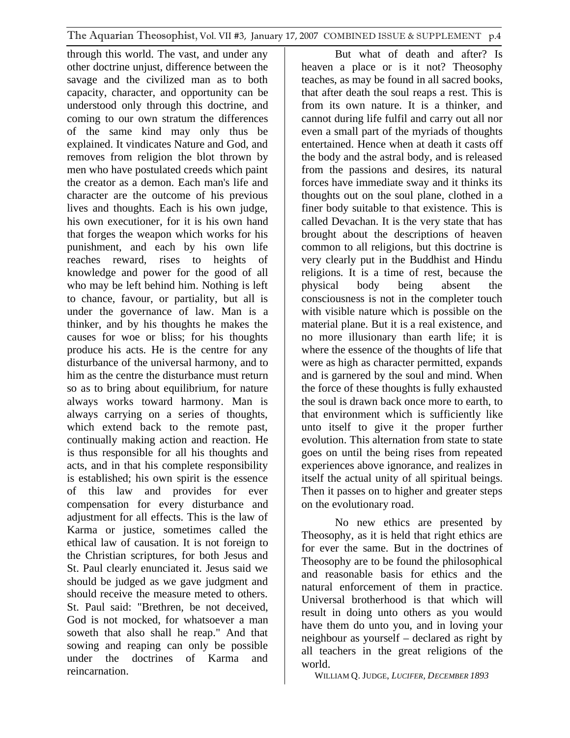through this world. The vast, and under any other doctrine unjust, difference between the savage and the civilized man as to both capacity, character, and opportunity can be understood only through this doctrine, and coming to our own stratum the differences of the same kind may only thus be explained. It vindicates Nature and God, and removes from religion the blot thrown by men who have postulated creeds which paint the creator as a demon. Each man's life and character are the outcome of his previous lives and thoughts. Each is his own judge, his own executioner, for it is his own hand that forges the weapon which works for his punishment, and each by his own life reaches reward, rises to heights of knowledge and power for the good of all who may be left behind him. Nothing is left to chance, favour, or partiality, but all is under the governance of law. Man is a thinker, and by his thoughts he makes the causes for woe or bliss; for his thoughts produce his acts. He is the centre for any disturbance of the universal harmony, and to him as the centre the disturbance must return so as to bring about equilibrium, for nature always works toward harmony. Man is always carrying on a series of thoughts, which extend back to the remote past, continually making action and reaction. He is thus responsible for all his thoughts and acts, and in that his complete responsibility is established; his own spirit is the essence of this law and provides for ever compensation for every disturbance and adjustment for all effects. This is the law of Karma or justice, sometimes called the ethical law of causation. It is not foreign to the Christian scriptures, for both Jesus and St. Paul clearly enunciated it. Jesus said we should be judged as we gave judgment and should receive the measure meted to others. St. Paul said: "Brethren, be not deceived, God is not mocked, for whatsoever a man soweth that also shall he reap." And that sowing and reaping can only be possible under the doctrines of Karma and reincarnation.

But what of death and after? Is heaven a place or is it not? Theosophy teaches, as may be found in all sacred books, that after death the soul reaps a rest. This is from its own nature. It is a thinker, and cannot during life fulfil and carry out all nor even a small part of the myriads of thoughts entertained. Hence when at death it casts off the body and the astral body, and is released from the passions and desires, its natural forces have immediate sway and it thinks its thoughts out on the soul plane, clothed in a finer body suitable to that existence. This is called Devachan. It is the very state that has brought about the descriptions of heaven common to all religions, but this doctrine is very clearly put in the Buddhist and Hindu religions. It is a time of rest, because the physical body being absent the consciousness is not in the completer touch with visible nature which is possible on the material plane. But it is a real existence, and no more illusionary than earth life; it is where the essence of the thoughts of life that were as high as character permitted, expands and is garnered by the soul and mind. When the force of these thoughts is fully exhausted the soul is drawn back once more to earth, to that environment which is sufficiently like unto itself to give it the proper further evolution. This alternation from state to state goes on until the being rises from repeated experiences above ignorance, and realizes in itself the actual unity of all spiritual beings. Then it passes on to higher and greater steps on the evolutionary road.

No new ethics are presented by Theosophy, as it is held that right ethics are for ever the same. But in the doctrines of Theosophy are to be found the philosophical and reasonable basis for ethics and the natural enforcement of them in practice. Universal brotherhood is that which will result in doing unto others as you would have them do unto you, and in loving your neighbour as yourself – declared as right by all teachers in the great religions of the world.

WILLIAM Q. JUDGE, *LUCIFER, DECEMBER 1893*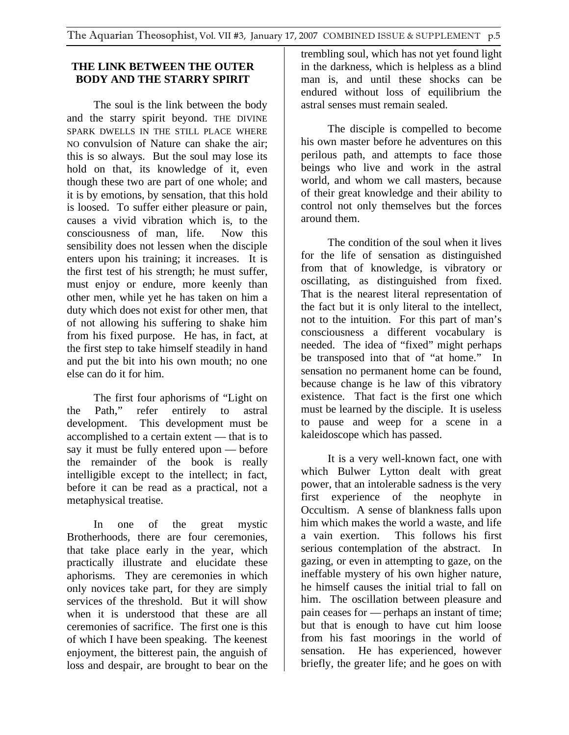## THE LINK BETWEEN THE OUTER BODY AND THE STARRY SPIRIT

The soul is the link between the body and the starry spirit beyond. THE DIVINE SPARK DWELLS IN THE STILL PLACE WHERE NO convulsion of Nature can shake the air; this is so always. But the soul may lose its hold on that, its knowledge of it, even though these two are part of one whole; and it is by emotions, by sensation, that this hold is loosed. To suffer either pleasure or pain, causes a vivid vibration which is, to the consciousness of man, life. Now this sensibility does not lessen when the disciple enters upon his training; it increases. It is the first test of his strength; he must suffer, must enjoy or endure, more keenly than other men, while yet he has taken on him a duty which does not exist for other men, that of not allowing his suffering to shake him from his fixed purpose. He has, in fact, at the first step to take himself steadily in hand and put the bit into his own mouth; no one else can do it for him.

The first four aphorisms of "Light on the Path," refer entirely to astral development. This development must be accomplished to a certain extent — that is to say it must be fully entered upon — before the remainder of the book is really intelligible except to the intellect; in fact, before it can be read as a practical, not a metaphysical treatise.

In one of the great mystic Brotherhoods, there are four ceremonies, that take place early in the year, which practically illustrate and elucidate these aphorisms. They are ceremonies in which only novices take part, for they are simply services of the threshold. But it will show when it is understood that these are all ceremonies of sacrifice. The first one is this of which I have been speaking. The keenest enjoyment, the bitterest pain, the anguish of loss and despair, are brought to bear on the trembling soul, which has not yet found light in the darkness, which is helpless as a blind man is, and until these shocks can be endured without loss of equilibrium the astral senses must remain sealed.

The disciple is compelled to become his own master before he adventures on this perilous path, and attempts to face those beings who live and work in the astral world, and whom we call masters, because of their great knowledge and their ability to control not only themselves but the forces around them.

The condition of the soul when it lives for the life of sensation as distinguished from that of knowledge, is vibratory or oscillating, as distinguished from fixed. That is the nearest literal representation of the fact but it is only literal to the intellect, not to the intuition. For this part of man's consciousness a different vocabulary is needed. The idea of "fixed" might perhaps be transposed into that of "at home." In sensation no permanent home can be found, because change is he law of this vibratory existence. That fact is the first one which must be learned by the disciple. It is useless to pause and weep for a scene in a kaleidoscope which has passed.

It is a very well-known fact, one with which Bulwer Lytton dealt with great power, that an intolerable sadness is the very first experience of the neophyte in Occultism. A sense of blankness falls upon him which makes the world a waste, and life a vain exertion. This follows his first serious contemplation of the abstract. In gazing, or even in attempting to gaze, on the ineffable mystery of his own higher nature, he himself causes the initial trial to fall on him. The oscillation between pleasure and pain ceases for — perhaps an instant of time; but that is enough to have cut him loose from his fast moorings in the world of sensation. He has experienced, however briefly, the greater life; and he goes on with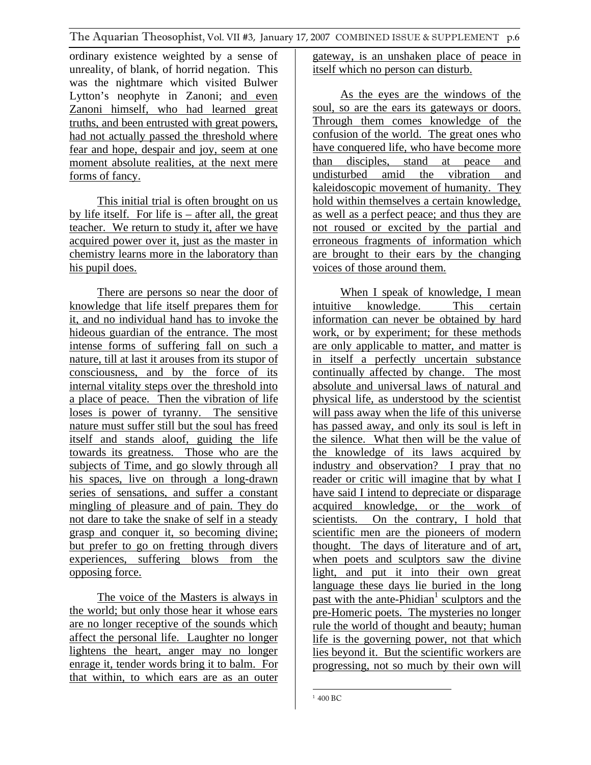ordinary existence weighted by a sense of unreality, of blank, of horrid negation. This was the nightmare which visited Bulwer Lytton's neophyte in Zanoni; and even Zanoni himself, who had learned great truths, and been entrusted with great powers, had not actually passed the threshold where fear and hope, despair and joy, seem at one moment absolute realities, at the next mere forms of fancy.

This initial trial is often brought on us by life itself. For life is – after all, the great teacher. We return to study it, after we have acquired power over it, just as the master in chemistry learns more in the laboratory than his pupil does.

There are persons so near the door of knowledge that life itself prepares them for it, and no individual hand has to invoke the hideous guardian of the entrance. The most intense forms of suffering fall on such a nature, till at last it arouses from its stupor of consciousness, and by the force of its internal vitality steps over the threshold into a place of peace. Then the vibration of life loses is power of tyranny. The sensitive nature must suffer still but the soul has freed itself and stands aloof, guiding the life towards its greatness. Those who are the subjects of Time, and go slowly through all his spaces, live on through a long-drawn series of sensations, and suffer a constant mingling of pleasure and of pain. They do not dare to take the snake of self in a steady grasp and conquer it, so becoming divine; but prefer to go on fretting through divers experiences, suffering blows from the opposing force.

The voice of the Masters is always in the world; but only those hear it whose ears are no longer receptive of the sounds which affect the personal life. Laughter no longer lightens the heart, anger may no longer enrage it, tender words bring it to balm. For that within, to which ears are as an outer gateway, is an unshaken place of peace in itself which no person can disturb.

As the eyes are the windows of the soul, so are the ears its gateways or doors. Through them comes knowledge of the confusion of the world. The great ones who have conquered life, who have become more than disciples, stand at peace and undisturbed amid the vibration and kaleidoscopic movement of humanity. They hold within themselves a certain knowledge, as well as a perfect peace; and thus they are not roused or excited by the partial and erroneous fragments of information which are brought to their ears by the changing voices of those around them.

When I speak of knowledge, I mean intuitive knowledge. This certain information can never be obtained by hard work, or by experiment; for these methods are only applicable to matter, and matter is in itself a perfectly uncertain substance continually affected by change. The most absolute and universal laws of natural and physical life, as understood by the scientist will pass away when the life of this universe has passed away, and only its soul is left in the silence. What then will be the value of the knowledge of its laws acquired by industry and observation? I pray that no reader or critic will imagine that by what I have said I intend to depreciate or disparage acquired knowledge, or the work of scientists. On the contrary, I hold that scientific men are the pioneers of modern thought. The days of literature and of art, when poets and sculptors saw the divine light, and put it into their own great language these days lie buried in the long past with the ante-Phidian[1] sculptors and the pre-Homeric poets. The mysteries no longer rule the world of thought and beauty; human life is the governing power, not that which lies beyond it. But the scientific workers are progressing, not so much by their own will

[1] 400 BC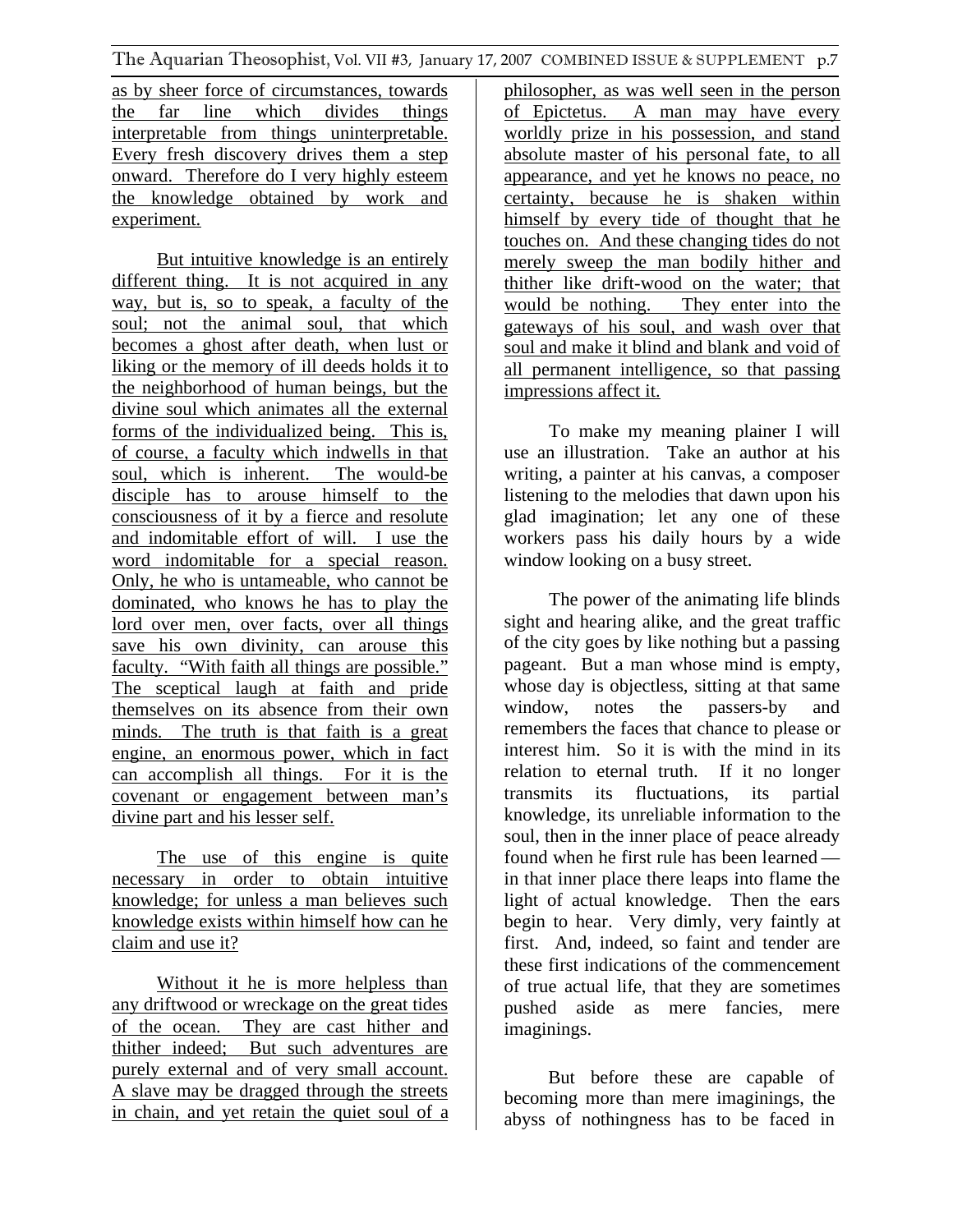as by sheer force of circumstances, towards the far line which divides things interpretable from things uninterpretable. Every fresh discovery drives them a step onward. Therefore do I very highly esteem the knowledge obtained by work and experiment.

But intuitive knowledge is an entirely different thing. It is not acquired in any way, but is, so to speak, a faculty of the soul; not the animal soul, that which becomes a ghost after death, when lust or liking or the memory of ill deeds holds it to the neighborhood of human beings, but the divine soul which animates all the external forms of the individualized being. This is, of course, a faculty which indwells in that soul, which is inherent. The would-be disciple has to arouse himself to the consciousness of it by a fierce and resolute and indomitable effort of will. I use the word indomitable for a special reason. Only, he who is untameable, who cannot be dominated, who knows he has to play the lord over men, over facts, over all things save his own divinity, can arouse this faculty. "With faith all things are possible." The sceptical laugh at faith and pride themselves on its absence from their own minds. The truth is that faith is a great engine, an enormous power, which in fact can accomplish all things. For it is the covenant or engagement between man's divine part and his lesser self.

The use of this engine is quite necessary in order to obtain intuitive knowledge; for unless a man believes such knowledge exists within himself how can he claim and use it?

Without it he is more helpless than any driftwood or wreckage on the great tides of the ocean. They are cast hither and thither indeed; But such adventures are purely external and of very small account. A slave may be dragged through the streets in chain, and yet retain the quiet soul of a philosopher, as was well seen in the person of Epictetus. A man may have every worldly prize in his possession, and stand absolute master of his personal fate, to all appearance, and yet he knows no peace, no certainty, because he is shaken within himself by every tide of thought that he touches on. And these changing tides do not merely sweep the man bodily hither and thither like drift-wood on the water; that would be nothing. They enter into the gateways of his soul, and wash over that soul and make it blind and blank and void of all permanent intelligence, so that passing impressions affect it.

To make my meaning plainer I will use an illustration. Take an author at his writing, a painter at his canvas, a composer listening to the melodies that dawn upon his glad imagination; let any one of these workers pass his daily hours by a wide window looking on a busy street.

The power of the animating life blinds sight and hearing alike, and the great traffic of the city goes by like nothing but a passing pageant. But a man whose mind is empty, whose day is objectless, sitting at that same window, notes the passers-by and remembers the faces that chance to please or interest him. So it is with the mind in its relation to eternal truth. If it no longer transmits its fluctuations, its partial knowledge, its unreliable information to the soul, then in the inner place of peace already found when he first rule has been learned — in that inner place there leaps into flame the light of actual knowledge. Then the ears begin to hear. Very dimly, very faintly at first. And, indeed, so faint and tender are these first indications of the commencement of true actual life, that they are sometimes pushed aside as mere fancies, mere imaginings.

But before these are capable of becoming more than mere imaginings, the abyss of nothingness has to be faced in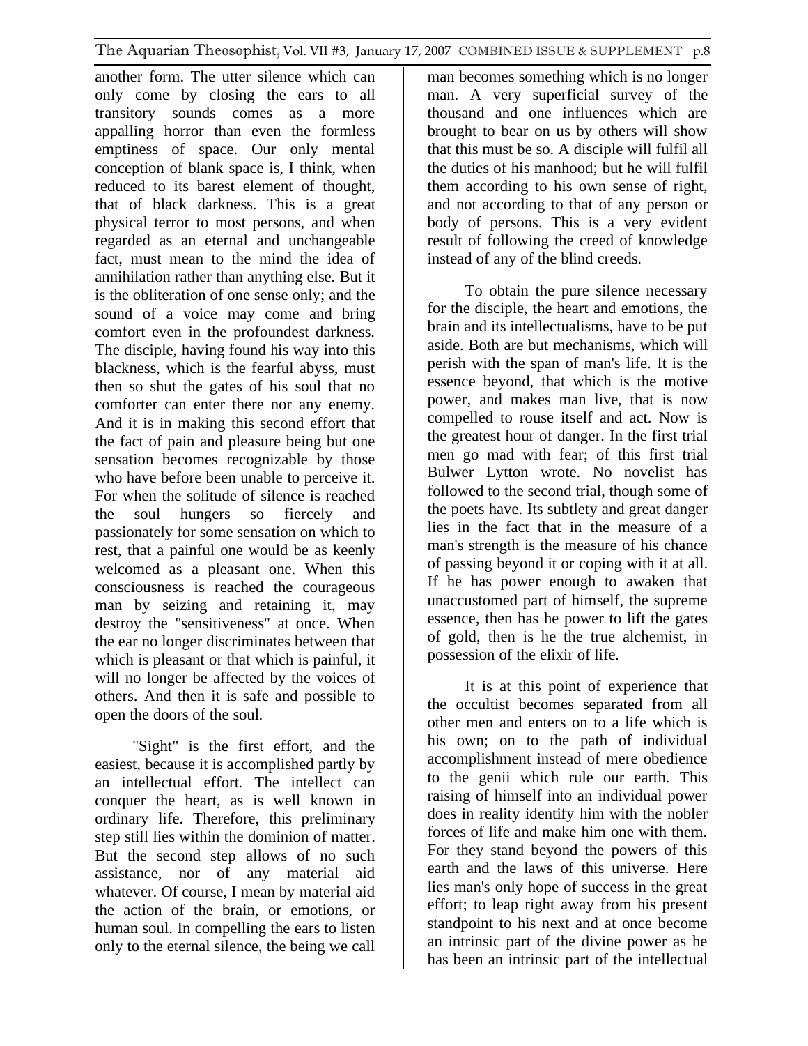another form. The utter silence which can only come by closing the ears to all transitory sounds comes as a more appalling horror than even the formless emptiness of space. Our only mental conception of blank space is, I think, when reduced to its barest element of thought, that of black darkness. This is a great physical terror to most persons, and when regarded as an eternal and unchangeable fact, must mean to the mind the idea of annihilation rather than anything else. But it is the obliteration of one sense only; and the sound of a voice may come and bring comfort even in the profoundest darkness. The disciple, having found his way into this blackness, which is the fearful abyss, must then so shut the gates of his soul that no comforter can enter there nor any enemy. And it is in making this second effort that the fact of pain and pleasure being but one sensation becomes recognizable by those who have before been unable to perceive it. For when the solitude of silence is reached the soul hungers so fiercely and passionately for some sensation on which to rest, that a painful one would be as keenly welcomed as a pleasant one. When this consciousness is reached the courageous man by seizing and retaining it, may destroy the "sensitiveness" at once. When the ear no longer discriminates between that which is pleasant or that which is painful, it will no longer be affected by the voices of others. And then it is safe and possible to open the doors of the soul.

"Sight" is the first effort, and the easiest, because it is accomplished partly by an intellectual effort. The intellect can conquer the heart, as is well known in ordinary life. Therefore, this preliminary step still lies within the dominion of matter. But the second step allows of no such assistance, nor of any material aid whatever. Of course, I mean by material aid the action of the brain, or emotions, or human soul. In compelling the ears to listen only to the eternal silence, the being we call man becomes something which is no longer man. A very superficial survey of the thousand and one influences which are brought to bear on us by others will show that this must be so. A disciple will fulfil all the duties of his manhood; but he will fulfil them according to his own sense of right, and not according to that of any person or body of persons. This is a very evident result of following the creed of knowledge instead of any of the blind creeds.

To obtain the pure silence necessary for the disciple, the heart and emotions, the brain and its intellectualisms, have to be put aside. Both are but mechanisms, which will perish with the span of man's life. It is the essence beyond, that which is the motive power, and makes man live, that is now compelled to rouse itself and act. Now is the greatest hour of danger. In the first trial men go mad with fear; of this first trial Bulwer Lytton wrote. No novelist has followed to the second trial, though some of the poets have. Its subtlety and great danger lies in the fact that in the measure of a man's strength is the measure of his chance of passing beyond it or coping with it at all. If he has power enough to awaken that unaccustomed part of himself, the supreme essence, then has he power to lift the gates of gold, then is he the true alchemist, in possession of the elixir of life.

It is at this point of experience that the occultist becomes separated from all other men and enters on to a life which is his own; on to the path of individual accomplishment instead of mere obedience to the genii which rule our earth. This raising of himself into an individual power does in reality identify him with the nobler forces of life and make him one with them. For they stand beyond the powers of this earth and the laws of this universe. Here lies man's only hope of success in the great effort; to leap right away from his present standpoint to his next and at once become an intrinsic part of the divine power as he has been an intrinsic part of the intellectual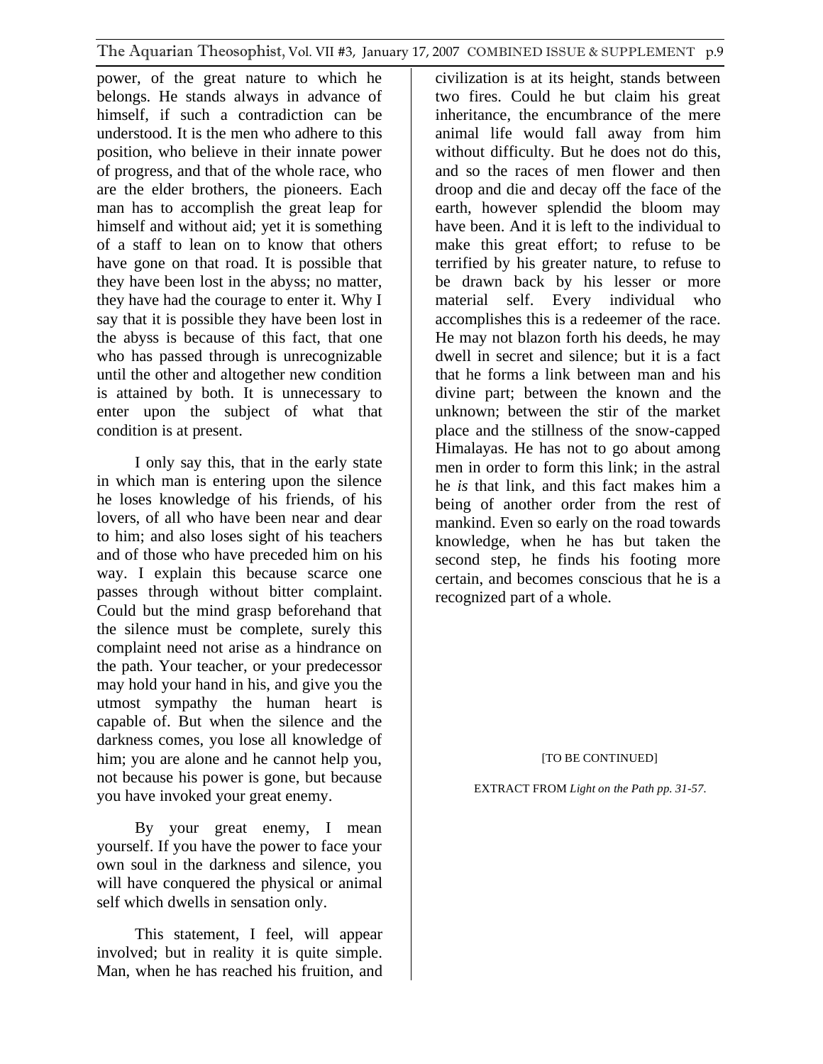power, of the great nature to which he belongs. He stands always in advance of himself, if such a contradiction can be understood. It is the men who adhere to this position, who believe in their innate power of progress, and that of the whole race, who are the elder brothers, the pioneers. Each man has to accomplish the great leap for himself and without aid; yet it is something of a staff to lean on to know that others have gone on that road. It is possible that they have been lost in the abyss; no matter, they have had the courage to enter it. Why I say that it is possible they have been lost in the abyss is because of this fact, that one who has passed through is unrecognizable until the other and altogether new condition is attained by both. It is unnecessary to enter upon the subject of what that condition is at present.

I only say this, that in the early state in which man is entering upon the silence he loses knowledge of his friends, of his lovers, of all who have been near and dear to him; and also loses sight of his teachers and of those who have preceded him on his way. I explain this because scarce one passes through without bitter complaint. Could but the mind grasp beforehand that the silence must be complete, surely this complaint need not arise as a hindrance on the path. Your teacher, or your predecessor may hold your hand in his, and give you the utmost sympathy the human heart is capable of. But when the silence and the darkness comes, you lose all knowledge of him; you are alone and he cannot help you, not because his power is gone, but because you have invoked your great enemy.

By your great enemy, I mean yourself. If you have the power to face your own soul in the darkness and silence, you will have conquered the physical or animal self which dwells in sensation only.

This statement, I feel, will appear involved; but in reality it is quite simple. Man, when he has reached his fruition, and civilization is at its height, stands between two fires. Could he but claim his great inheritance, the encumbrance of the mere animal life would fall away from him without difficulty. But he does not do this, and so the races of men flower and then droop and die and decay off the face of the earth, however splendid the bloom may have been. And it is left to the individual to make this great effort; to refuse to be terrified by his greater nature, to refuse to be drawn back by his lesser or more material self. Every individual who accomplishes this is a redeemer of the race. He may not blazon forth his deeds, he may dwell in secret and silence; but it is a fact that he forms a link between man and his divine part; between the known and the unknown; between the stir of the market place and the stillness of the snow-capped Himalayas. He has not to go about among men in order to form this link; in the astral he *is* that link, and this fact makes him a being of another order from the rest of mankind. Even so early on the road towards knowledge, when he has but taken the second step, he finds his footing more certain, and becomes conscious that he is a recognized part of a whole.

[TO BE CONTINUED]

EXTRACT FROM *Light on the Path pp. 31-57.*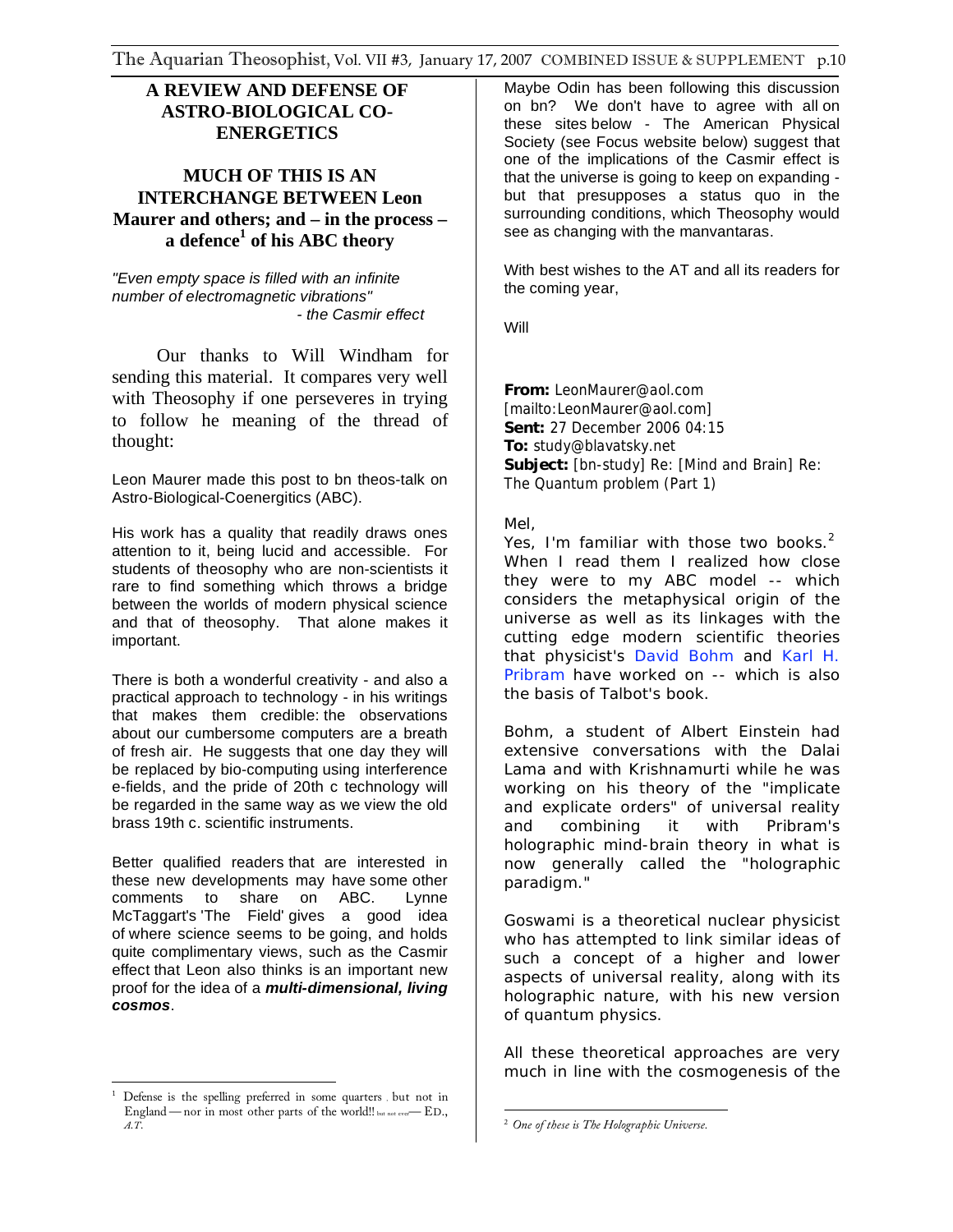# A REVIEW AND DEFENSE OF ASTRO-BIOLOGICAL CO-ENERGETICS

## MUCH OF THIS IS AN INTERCHANGE BETWEEN Leon Maurer and others; and – in the process – a defence[1] of his ABC theory

*"Even empty space is filled with an infinite number of electromagnetic vibrations"*
*- the Casmir effect*

Our thanks to Will Windham for sending this material. It compares very well with Theosophy if one perseveres in trying to follow he meaning of the thread of thought:

Leon Maurer made this post to bn theos-talk on Astro-Biological-Coenergitics (ABC).

His work has a quality that readily draws ones attention to it, being lucid and accessible. For students of theosophy who are non-scientists it rare to find something which throws a bridge between the worlds of modern physical science and that of theosophy. That alone makes it important.

There is both a wonderful creativity - and also a practical approach to technology - in his writings that makes them credible: the observations about our cumbersome computers are a breath of fresh air. He suggests that one day they will be replaced by bio-computing using interference e-fields, and the pride of 20th c technology will be regarded in the same way as we view the old brass 19th c. scientific instruments.

Better qualified readers that are interested in these new developments may have some other comments to share on ABC. Lynne McTaggart's 'The Field' gives a good idea of where science seems to be going, and holds quite complimentary views, such as the Casmir effect that Leon also thinks is an important new proof for the idea of a ***multi-dimensional, living cosmos***.

Maybe Odin has been following this discussion on bn? We don't have to agree with all on these sites below - The American Physical Society (see Focus website below) suggest that one of the implications of the Casmir effect is that the universe is going to keep on expanding - but that presupposes a status quo in the surrounding conditions, which Theosophy would see as changing with the manvantaras.

With best wishes to the AT and all its readers for the coming year,

Will

**From:** LeonMaurer@aol.com [mailto:LeonMaurer@aol.com]
**Sent:** 27 December 2006 04:15
**To:** study@blavatsky.net
**Subject:** [bn-study] Re: [Mind and Brain] Re: The Quantum problem (Part 1)

Mel,

Yes, I'm familiar with those two books.[2] When I read them I realized how close they were to my ABC model -- which considers the metaphysical origin of the universe as well as its linkages with the cutting edge modern scientific theories that physicist's David Bohm and Karl H. Pribram have worked on -- which is also the basis of Talbot's book.

Bohm, a student of Albert Einstein had extensive conversations with the Dalai Lama and with Krishnamurti while he was working on his theory of the "implicate and explicate orders" of universal reality and combining it with Pribram's holographic mind-brain theory in what is now generally called the "holographic paradigm."

Goswami is a theoretical nuclear physicist who has attempted to link similar ideas of such a concept of a higher and lower aspects of universal reality, along with its holographic nature, with his new version of quantum physics.

All these theoretical approaches are very much in line with the cosmogenesis of the

---

[1] Defense is the spelling preferred in some quarters , but not in England — nor in most other parts of the world!! but not ever — ED., *A.T.*

[2] *One of these is The Holographic Universe.*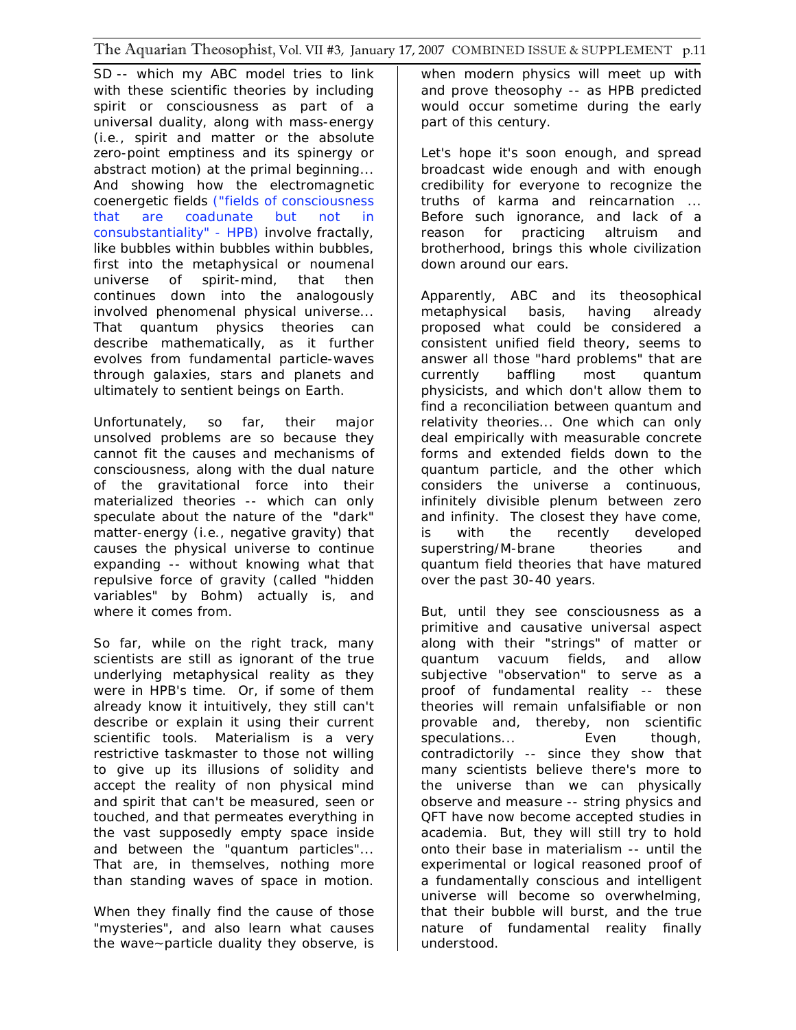SD -- which my ABC model tries to link with these scientific theories by including spirit or consciousness as part of a universal duality, along with mass-energy (i.e., spirit and matter or the absolute zero-point emptiness and its spinergy or abstract motion) at the primal beginning... And showing how the electromagnetic coenergetic fields ("fields of consciousness that are coadunate but not in consubstantiality" - HPB) involve fractally, like bubbles within bubbles within bubbles, first into the metaphysical or noumenal universe of spirit-mind, that then continues down into the analogously involved phenomenal physical universe... That quantum physics theories can describe mathematically, as it further evolves from fundamental particle-waves through galaxies, stars and planets and ultimately to sentient beings on Earth.

Unfortunately, so far, their major unsolved problems are so because they cannot fit the causes and mechanisms of consciousness, along with the dual nature of the gravitational force into their materialized theories -- which can only speculate about the nature of the "dark" matter-energy (i.e., negative gravity) that causes the physical universe to continue expanding -- without knowing what that repulsive force of gravity (called "hidden variables" by Bohm) actually is, and where it comes from.

So far, while on the right track, many scientists are still as ignorant of the true underlying metaphysical reality as they were in HPB's time. Or, if some of them already know it intuitively, they still can't describe or explain it using their current scientific tools. Materialism is a very restrictive taskmaster to those not willing to give up its illusions of solidity and accept the reality of non physical mind and spirit that can't be measured, seen or touched, and that permeates everything in the vast supposedly empty space inside and between the "quantum particles"... That are, in themselves, nothing more than standing waves of space in motion.

When they finally find the cause of those "mysteries", and also learn what causes the wave~particle duality they observe, is when modern physics will meet up with and prove theosophy -- as HPB predicted would occur sometime during the early part of this century.

Let's hope it's soon enough, and spread broadcast wide enough and with enough credibility for everyone to recognize the truths of karma and reincarnation ... Before such ignorance, and lack of a reason for practicing altruism and brotherhood, brings this whole civilization down around our ears.

Apparently, ABC and its theosophical metaphysical basis, having already proposed what could be considered a consistent unified field theory, seems to answer all those "hard problems" that are currently baffling most quantum physicists, and which don't allow them to find a reconciliation between quantum and relativity theories... One which can only deal empirically with measurable concrete forms and extended fields down to the quantum particle, and the other which considers the universe a continuous, infinitely divisible plenum between zero and infinity. The closest they have come, is with the recently developed superstring/M-brane theories and quantum field theories that have matured over the past 30-40 years.

But, until they see consciousness as a primitive and causative universal aspect along with their "strings" of matter or quantum vacuum fields, and allow subjective "observation" to serve as a proof of fundamental reality -- these theories will remain unfalsifiable or non provable and, thereby, non scientific speculations... Even though, contradictorily -- since they show that many scientists believe there's more to the universe than we can physically observe and measure -- string physics and QFT have now become accepted studies in academia. But, they will still try to hold onto their base in materialism -- until the experimental or logical reasoned proof of a fundamentally conscious and intelligent universe will become so overwhelming, that their bubble will burst, and the true nature of fundamental reality finally understood.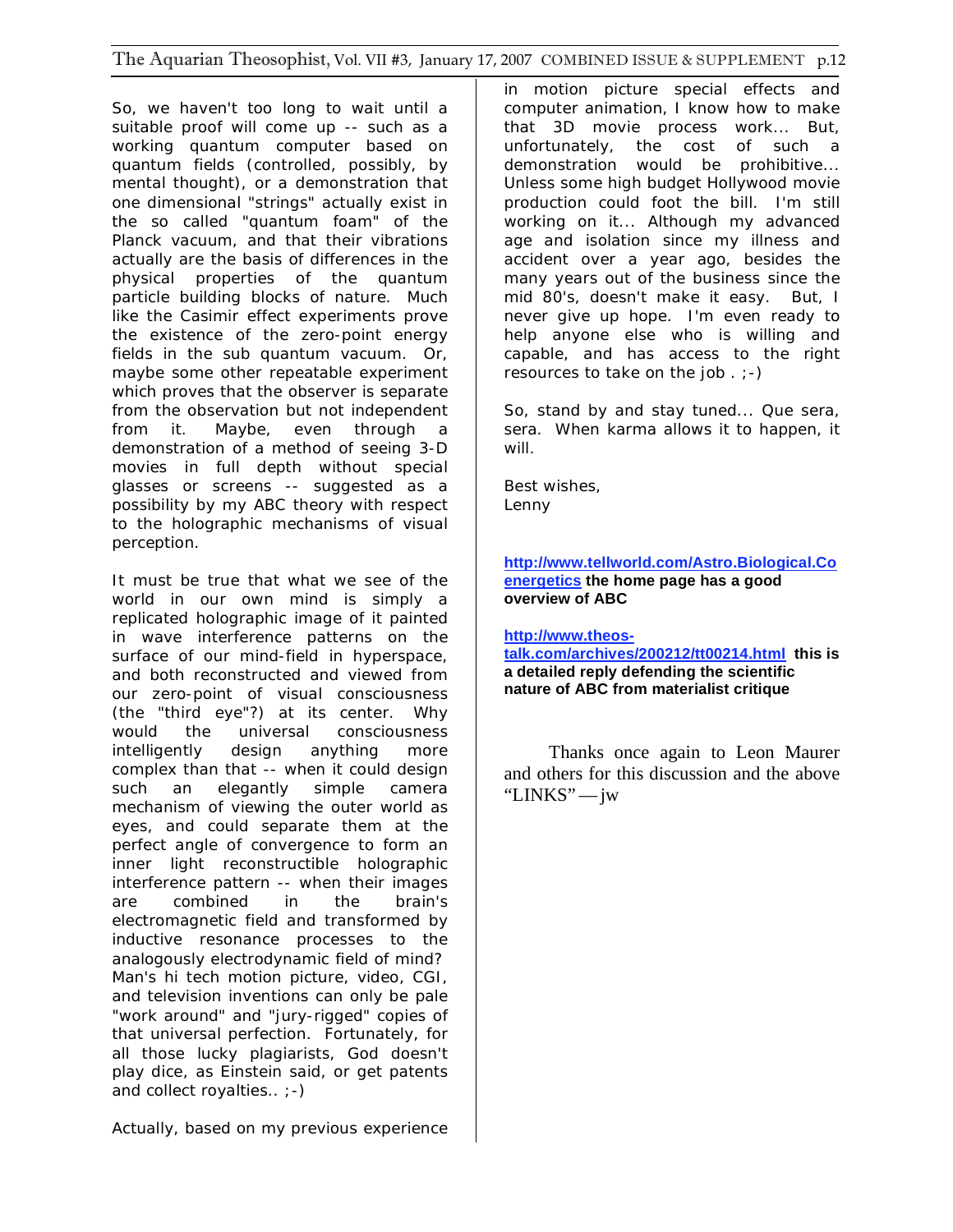So, we haven't too long to wait until a suitable proof will come up -- such as a working quantum computer based on quantum fields (controlled, possibly, by mental thought), or a demonstration that one dimensional "strings" actually exist in the so called "quantum foam" of the Planck vacuum, and that their vibrations actually are the basis of differences in the physical properties of the quantum particle building blocks of nature. Much like the Casimir effect experiments prove the existence of the zero-point energy fields in the sub quantum vacuum. Or, maybe some other repeatable experiment which proves that the observer is separate from the observation but not independent from it. Maybe, even through a demonstration of a method of seeing 3-D movies in full depth without special glasses or screens -- suggested as a possibility by my ABC theory with respect to the holographic mechanisms of visual perception.

It must be true that what we see of the world in our own mind is simply a replicated holographic image of it painted in wave interference patterns on the surface of our mind-field in hyperspace, and both reconstructed and viewed from our zero-point of visual consciousness (the "third eye"?) at its center. Why would the universal consciousness intelligently design anything more complex than that -- when it could design such an elegantly simple camera mechanism of viewing the outer world as eyes, and could separate them at the perfect angle of convergence to form an inner light reconstructible holographic interference pattern -- when their images are combined in the brain's electromagnetic field and transformed by inductive resonance processes to the analogously electrodynamic field of mind? Man's hi tech motion picture, video, CGI, and television inventions can only be pale "work around" and "jury-rigged" copies of that universal perfection. Fortunately, for all those lucky plagiarists, God doesn't play dice, as Einstein said, or get patents and collect royalties.. ;-)

Actually, based on my previous experience in motion picture special effects and computer animation, I know how to make that 3D movie process work... But, unfortunately, the cost of such a demonstration would be prohibitive... Unless some high budget Hollywood movie production could foot the bill. I'm still working on it... Although my advanced age and isolation since my illness and accident over a year ago, besides the many years out of the business since the mid 80's, doesn't make it easy. But, I never give up hope. I'm even ready to help anyone else who is willing and capable, and has access to the right resources to take on the job . ;-)

So, stand by and stay tuned... Que sera, sera. When karma allows it to happen, it will.

Best wishes,
Lenny

**http://www.tellworld.com/Astro.Biological.Coenergetics the home page has a good overview of ABC**

**http://www.theos-talk.com/archives/200212/tt00214.html this is a detailed reply defending the scientific nature of ABC from materialist critique**

Thanks once again to Leon Maurer and others for this discussion and the above "LINKS" — jw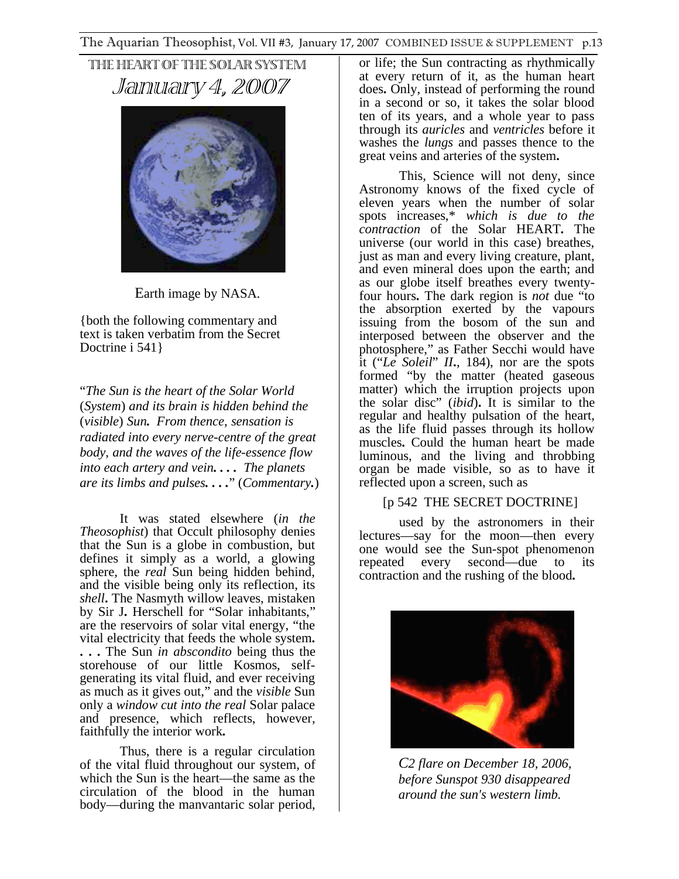# THE HEART OF THE SOLAR SYSTEM

## *January 4, 2007*

Earth image by NASA.

{both the following commentary and text is taken verbatim from the Secret Doctrine i 541}

"*The Sun is the heart of the Solar World* (*System*) *and its brain is hidden behind the* (*visible*) *Sun.* *From thence, sensation is radiated into every nerve-centre of the great body, and the waves of the life-essence flow into each artery and vein. . . . The planets are its limbs and pulses. . . .*" (*Commentary.*)

It was stated elsewhere (*in the Theosophist*) that Occult philosophy denies that the Sun is a globe in combustion, but defines it simply as a world, a glowing sphere, the *real* Sun being hidden behind, and the visible being only its reflection, its *shell***.** The Nasmyth willow leaves, mistaken by Sir J**.** Herschell for "Solar inhabitants," are the reservoirs of solar vital energy, "the vital electricity that feeds the whole system**. . . .** The Sun *in abscondito* being thus the storehouse of our little Kosmos, self-generating its vital fluid, and ever receiving as much as it gives out," and the *visible* Sun only a *window cut into the real* Solar palace and presence, which reflects, however, faithfully the interior work**.**

Thus, there is a regular circulation of the vital fluid throughout our system, of which the Sun is the heart—the same as the circulation of the blood in the human body—during the manvantaric solar period, or life; the Sun contracting as rhythmically at every return of it, as the human heart does**.** Only, instead of performing the round in a second or so, it takes the solar blood ten of its years, and a whole year to pass through its *auricles* and *ventricles* before it washes the *lungs* and passes thence to the great veins and arteries of the system**.**

This, Science will not deny, since Astronomy knows of the fixed cycle of eleven years when the number of solar spots increases,* *which is due to the contraction* of the Solar HEART**.** The universe (our world in this case) breathes, just as man and every living creature, plant, and even mineral does upon the earth; and as our globe itself breathes every twenty-four hours**.** The dark region is *not* due "to the absorption exerted by the vapours issuing from the bosom of the sun and interposed between the observer and the photosphere," as Father Secchi would have it ("*Le Soleil*" *II***.**, 184), nor are the spots formed "by the matter (heated gaseous matter) which the irruption projects upon the solar disc" (*ibid*)**.** It is similar to the regular and healthy pulsation of the heart, as the life fluid passes through its hollow muscles**.** Could the human heart be made luminous, and the living and throbbing organ be made visible, so as to have it reflected upon a screen, such as

[p 542 THE SECRET DOCTRINE]

used by the astronomers in their lectures—say for the moon—then every one would see the Sun-spot phenomenon repeated every second—due to its contraction and the rushing of the blood**.**

*C2 flare on December 18, 2006, before Sunspot 930 disappeared around the sun's western limb.*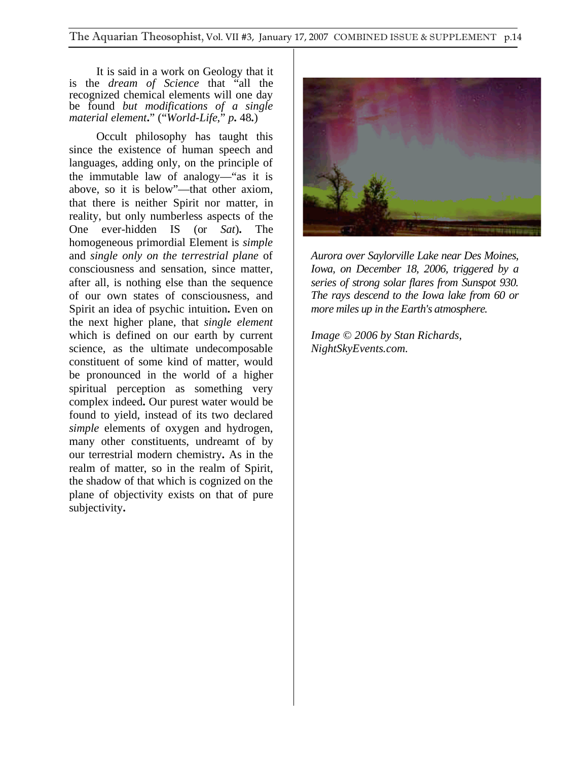It is said in a work on Geology that it is the *dream of Science* that "all the recognized chemical elements will one day be found *but modifications of a single material element***.**" ("*World-Life*," *p***.** 48**.**)

Occult philosophy has taught this since the existence of human speech and languages, adding only, on the principle of the immutable law of analogy—"as it is above, so it is below"—that other axiom, that there is neither Spirit nor matter, in reality, but only numberless aspects of the One ever-hidden IS (or *Sat*)**.** The homogeneous primordial Element is *simple* and *single only on the terrestrial plane* of consciousness and sensation, since matter, after all, is nothing else than the sequence of our own states of consciousness, and Spirit an idea of psychic intuition**.** Even on the next higher plane, that *single element* which is defined on our earth by current science, as the ultimate undecomposable constituent of some kind of matter, would be pronounced in the world of a higher spiritual perception as something very complex indeed**.** Our purest water would be found to yield, instead of its two declared *simple* elements of oxygen and hydrogen, many other constituents, undreamt of by our terrestrial modern chemistry**.** As in the realm of matter, so in the realm of Spirit, the shadow of that which is cognized on the plane of objectivity exists on that of pure subjectivity**.**

*Aurora over Saylorville Lake near Des Moines, Iowa, on December 18, 2006, triggered by a series of strong solar flares from Sunspot 930. The rays descend to the Iowa lake from 60 or more miles up in the Earth's atmosphere.*

*Image © 2006 by Stan Richards, NightSkyEvents.com.*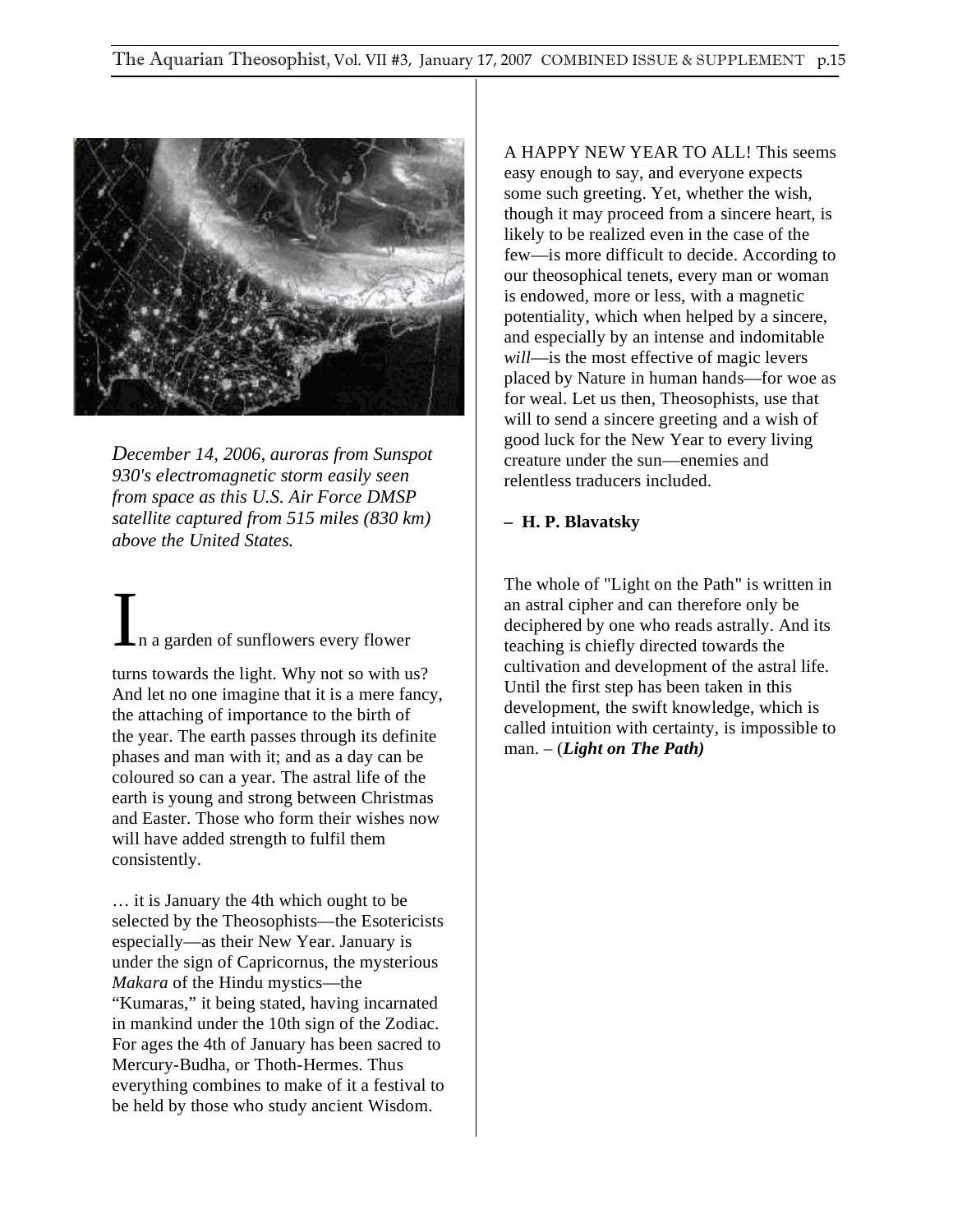*December 14, 2006, auroras from Sunspot 930's electromagnetic storm easily seen from space as this U.S. Air Force DMSP satellite captured from 515 miles (830 km) above the United States.*

In a garden of sunflowers every flower turns towards the light. Why not so with us? And let no one imagine that it is a mere fancy, the attaching of importance to the birth of the year. The earth passes through its definite phases and man with it; and as a day can be coloured so can a year. The astral life of the earth is young and strong between Christmas and Easter. Those who form their wishes now will have added strength to fulfil them consistently.

… it is January the 4th which ought to be selected by the Theosophists—the Esotericists especially—as their New Year. January is under the sign of Capricornus, the mysterious *Makara* of the Hindu mystics—the "Kumaras," it being stated, having incarnated in mankind under the 10th sign of the Zodiac. For ages the 4th of January has been sacred to Mercury-Budha, or Thoth-Hermes. Thus everything combines to make of it a festival to be held by those who study ancient Wisdom.

A HAPPY NEW YEAR TO ALL! This seems easy enough to say, and everyone expects some such greeting. Yet, whether the wish, though it may proceed from a sincere heart, is likely to be realized even in the case of the few—is more difficult to decide. According to our theosophical tenets, every man or woman is endowed, more or less, with a magnetic potentiality, which when helped by a sincere, and especially by an intense and indomitable *will*—is the most effective of magic levers placed by Nature in human hands—for woe as for weal. Let us then, Theosophists, use that will to send a sincere greeting and a wish of good luck for the New Year to every living creature under the sun—enemies and relentless traducers included.

**– H. P. Blavatsky**

The whole of "Light on the Path" is written in an astral cipher and can therefore only be deciphered by one who reads astrally. And its teaching is chiefly directed towards the cultivation and development of the astral life. Until the first step has been taken in this development, the swift knowledge, which is called intuition with certainty, is impossible to man. – (***Light on The Path)***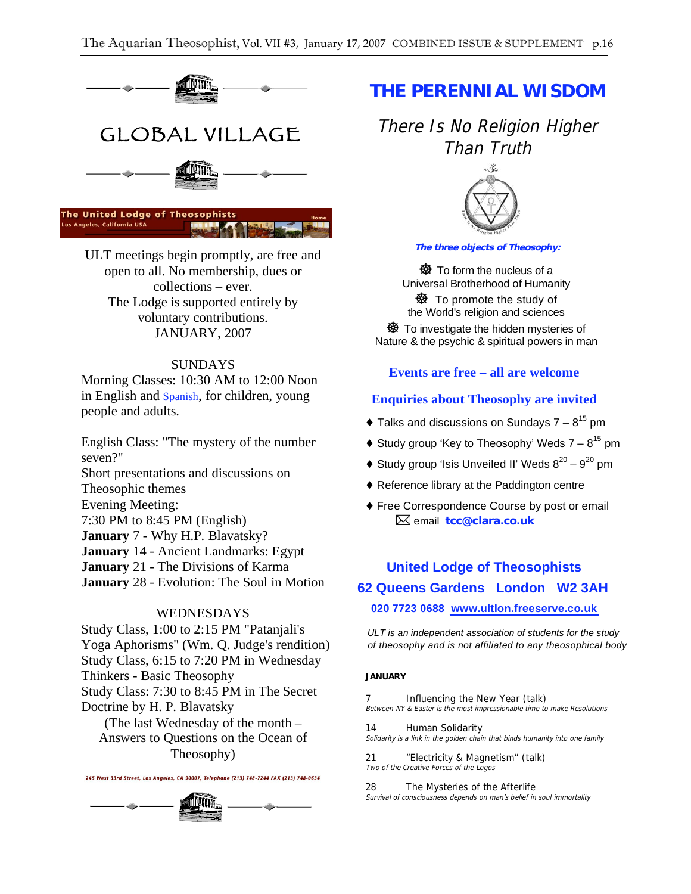# GLOBAL VILLAGE

The United Lodge of Theosophists
Los Angeles, California USA

ULT meetings begin promptly, are free and open to all. No membership, dues or collections – ever.
The Lodge is supported entirely by voluntary contributions.
JANUARY, 2007

SUNDAYS

Morning Classes: 10:30 AM to 12:00 Noon in English and Spanish, for children, young people and adults.

English Class: "The mystery of the number seven?"
Short presentations and discussions on Theosophic themes
Evening Meeting:
7:30 PM to 8:45 PM (English)
**January** 7 - Why H.P. Blavatsky?
**January** 14 - Ancient Landmarks: Egypt
**January** 21 - The Divisions of Karma
**January** 28 - Evolution: The Soul in Motion

WEDNESDAYS

Study Class, 1:00 to 2:15 PM "Patanjali's Yoga Aphorisms" (Wm. Q. Judge's rendition)
Study Class, 6:15 to 7:20 PM in Wednesday Thinkers - Basic Theosophy
Study Class: 7:30 to 8:45 PM in The Secret Doctrine by H. P. Blavatsky
(The last Wednesday of the month – Answers to Questions on the Ocean of Theosophy)

245 West 33rd Street, Los Angeles, CA 90007, Telephone (213) 748-7244 FAX (213) 748-0634

# THE PERENNIAL WISDOM

## There Is No Religion Higher Than Truth

*The three objects of Theosophy:*

- To form the nucleus of a Universal Brotherhood of Humanity
- To promote the study of the World's religion and sciences
- To investigate the hidden mysteries of Nature & the psychic & spiritual powers in man

**Events are free – all are welcome**

**Enquiries about Theosophy are invited**

- Talks and discussions on Sundays 7 – 8[15] pm
- Study group 'Key to Theosophy' Weds 7 – 8[15] pm
- Study group 'Isis Unveiled II' Weds 8[20] – 9[20] pm
- Reference library at the Paddington centre
- Free Correspondence Course by post or email
  email **tcc@clara.co.uk**

**United Lodge of Theosophists**
**62 Queens Gardens London W2 3AH**
**020 7723 0688 www.ultlon.freeserve.co.uk**

*ULT is an independent association of students for the study of theosophy and is not affiliated to any theosophical body*

**JANUARY**

7 Influencing the New Year (talk)
*Between NY & Easter is the most impressionable time to make Resolutions*

14 Human Solidarity
*Solidarity is a link in the golden chain that binds humanity into one family*

21 "Electricity & Magnetism" (talk)
*Two of the Creative Forces of the Logos*

28 The Mysteries of the Afterlife
*Survival of consciousness depends on man's belief in soul immortality*